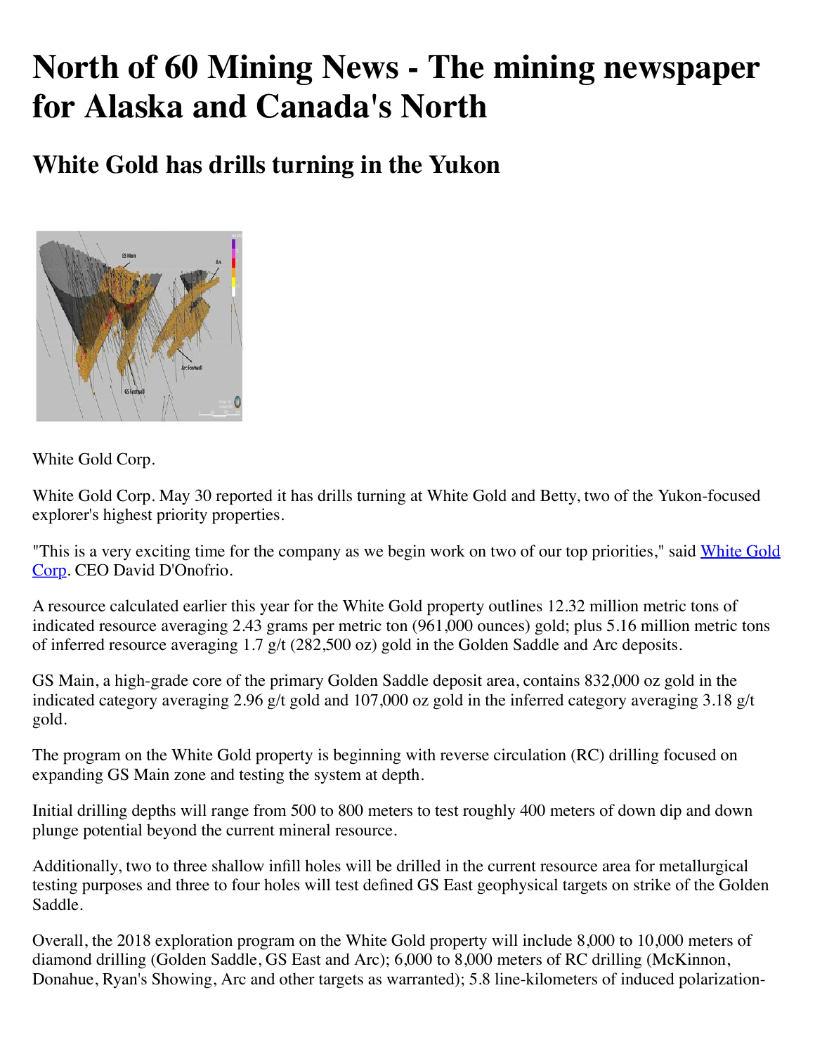# North of 60 Mining News - The mining newspaper for Alaska and Canada's North

## White Gold has drills turning in the Yukon

White Gold Corp.

White Gold Corp. May 30 reported it has drills turning at White Gold and Betty, two of the Yukon-focused explorer's highest priority properties.

"This is a very exciting time for the company as we begin work on two of our top priorities," said White Gold Corp. CEO David D'Onofrio.

A resource calculated earlier this year for the White Gold property outlines 12.32 million metric tons of indicated resource averaging 2.43 grams per metric ton (961,000 ounces) gold; plus 5.16 million metric tons of inferred resource averaging 1.7 g/t (282,500 oz) gold in the Golden Saddle and Arc deposits.

GS Main, a high-grade core of the primary Golden Saddle deposit area, contains 832,000 oz gold in the indicated category averaging 2.96 g/t gold and 107,000 oz gold in the inferred category averaging 3.18 g/t gold.

The program on the White Gold property is beginning with reverse circulation (RC) drilling focused on expanding GS Main zone and testing the system at depth.

Initial drilling depths will range from 500 to 800 meters to test roughly 400 meters of down dip and down plunge potential beyond the current mineral resource.

Additionally, two to three shallow infill holes will be drilled in the current resource area for metallurgical testing purposes and three to four holes will test defined GS East geophysical targets on strike of the Golden Saddle.

Overall, the 2018 exploration program on the White Gold property will include 8,000 to 10,000 meters of diamond drilling (Golden Saddle, GS East and Arc); 6,000 to 8,000 meters of RC drilling (McKinnon, Donahue, Ryan's Showing, Arc and other targets as warranted); 5.8 line-kilometers of induced polarization-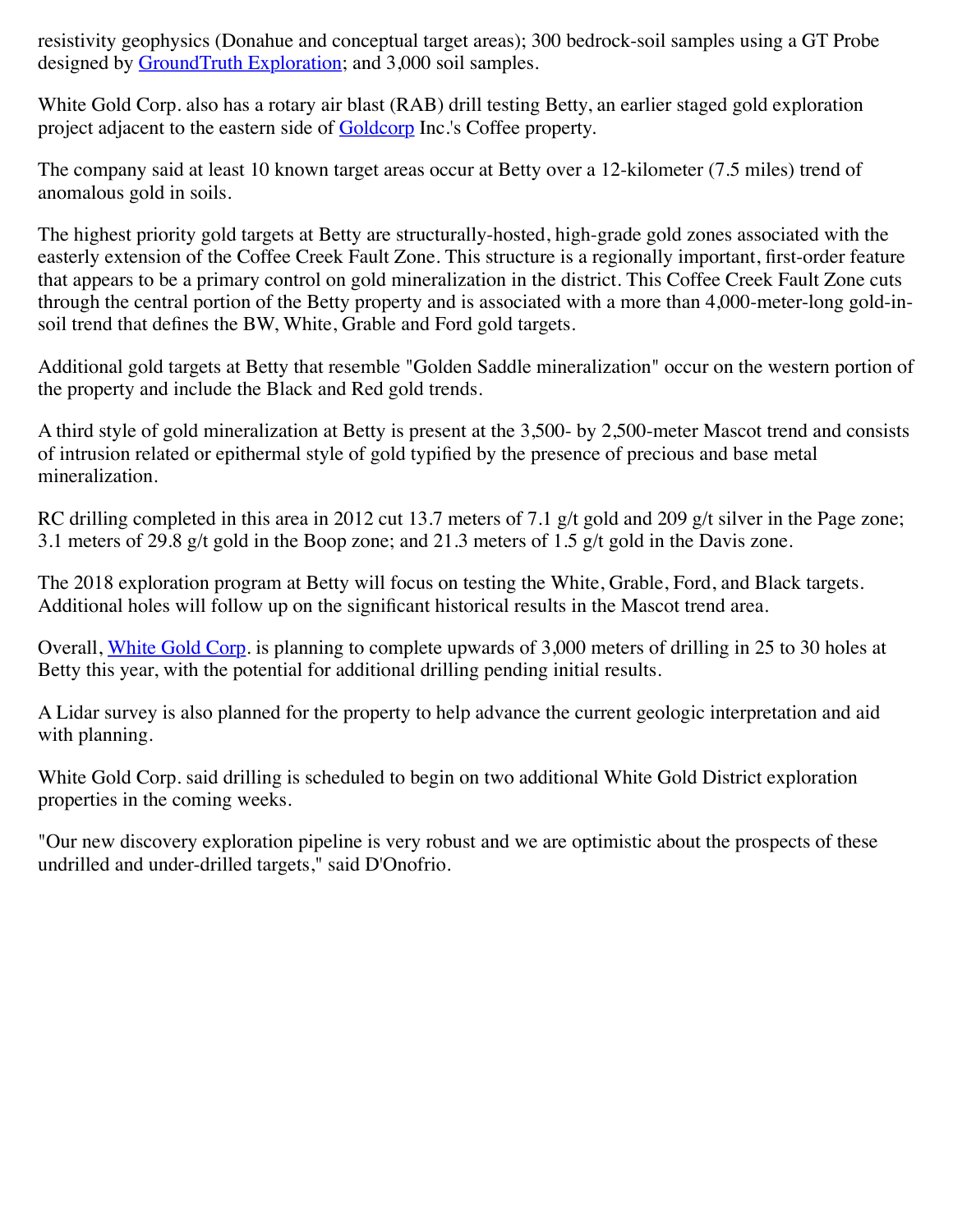resistivity geophysics (Donahue and conceptual target areas); 300 bedrock-soil samples using a GT Probe designed by GroundTruth Exploration; and 3,000 soil samples.

White Gold Corp. also has a rotary air blast (RAB) drill testing Betty, an earlier staged gold exploration project adjacent to the eastern side of Goldcorp Inc.'s Coffee property.

The company said at least 10 known target areas occur at Betty over a 12-kilometer (7.5 miles) trend of anomalous gold in soils.

The highest priority gold targets at Betty are structurally-hosted, high-grade gold zones associated with the easterly extension of the Coffee Creek Fault Zone. This structure is a regionally important, first-order feature that appears to be a primary control on gold mineralization in the district. This Coffee Creek Fault Zone cuts through the central portion of the Betty property and is associated with a more than 4,000-meter-long gold-in-soil trend that defines the BW, White, Grable and Ford gold targets.

Additional gold targets at Betty that resemble "Golden Saddle mineralization" occur on the western portion of the property and include the Black and Red gold trends.

A third style of gold mineralization at Betty is present at the 3,500- by 2,500-meter Mascot trend and consists of intrusion related or epithermal style of gold typified by the presence of precious and base metal mineralization.

RC drilling completed in this area in 2012 cut 13.7 meters of 7.1 g/t gold and 209 g/t silver in the Page zone; 3.1 meters of 29.8 g/t gold in the Boop zone; and 21.3 meters of 1.5 g/t gold in the Davis zone.

The 2018 exploration program at Betty will focus on testing the White, Grable, Ford, and Black targets. Additional holes will follow up on the significant historical results in the Mascot trend area.

Overall, White Gold Corp. is planning to complete upwards of 3,000 meters of drilling in 25 to 30 holes at Betty this year, with the potential for additional drilling pending initial results.

A Lidar survey is also planned for the property to help advance the current geologic interpretation and aid with planning.

White Gold Corp. said drilling is scheduled to begin on two additional White Gold District exploration properties in the coming weeks.

"Our new discovery exploration pipeline is very robust and we are optimistic about the prospects of these undrilled and under-drilled targets," said D'Onofrio.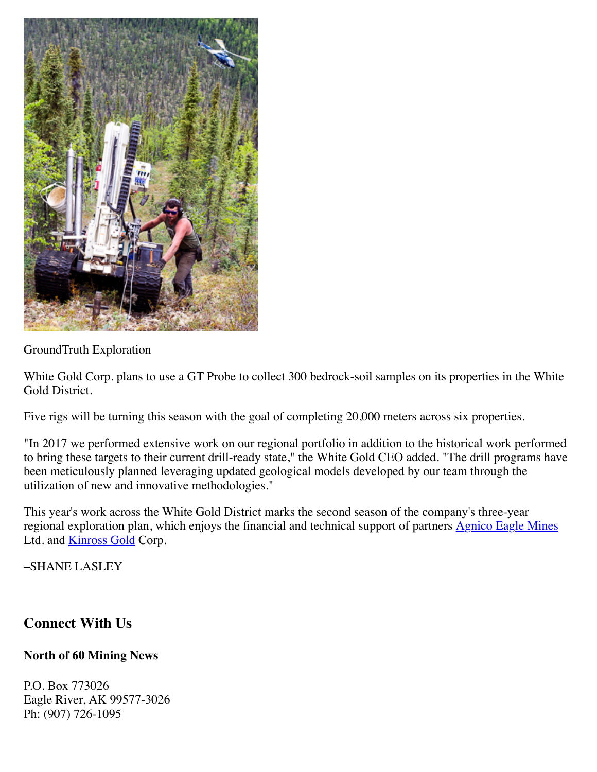GroundTruth Exploration

White Gold Corp. plans to use a GT Probe to collect 300 bedrock-soil samples on its properties in the White Gold District.

Five rigs will be turning this season with the goal of completing 20,000 meters across six properties.

"In 2017 we performed extensive work on our regional portfolio in addition to the historical work performed to bring these targets to their current drill-ready state," the White Gold CEO added. "The drill programs have been meticulously planned leveraging updated geological models developed by our team through the utilization of new and innovative methodologies."

This year's work across the White Gold District marks the second season of the company's three-year regional exploration plan, which enjoys the financial and technical support of partners Agnico Eagle Mines Ltd. and Kinross Gold Corp.

–SHANE LASLEY

## Connect With Us

### North of 60 Mining News

P.O. Box 773026
Eagle River, AK 99577-3026
Ph: (907) 726-1095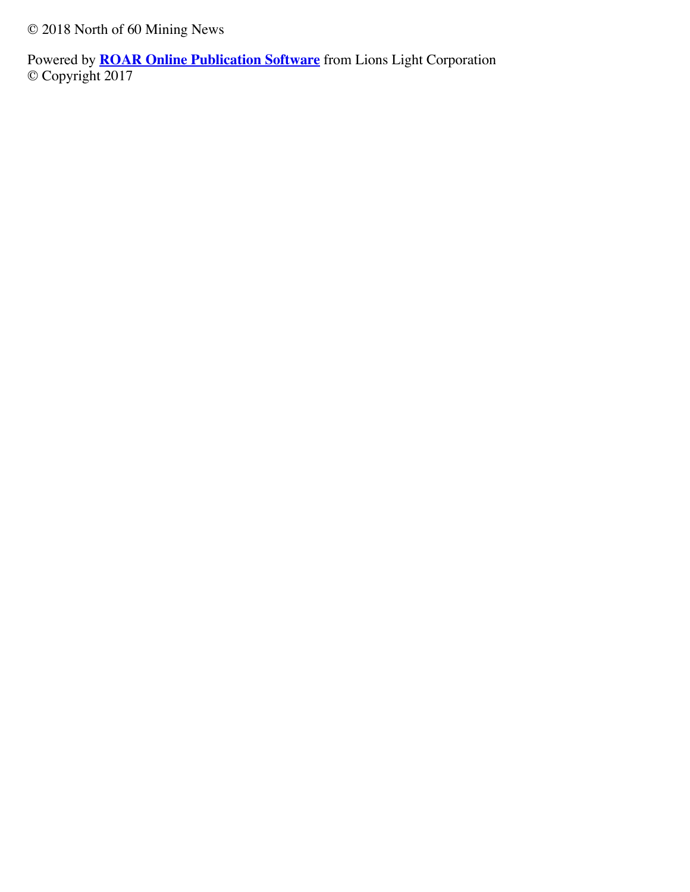© 2018 North of 60 Mining News

Powered by **[ROAR Online Publication Software](#)** from Lions Light Corporation
© Copyright 2017